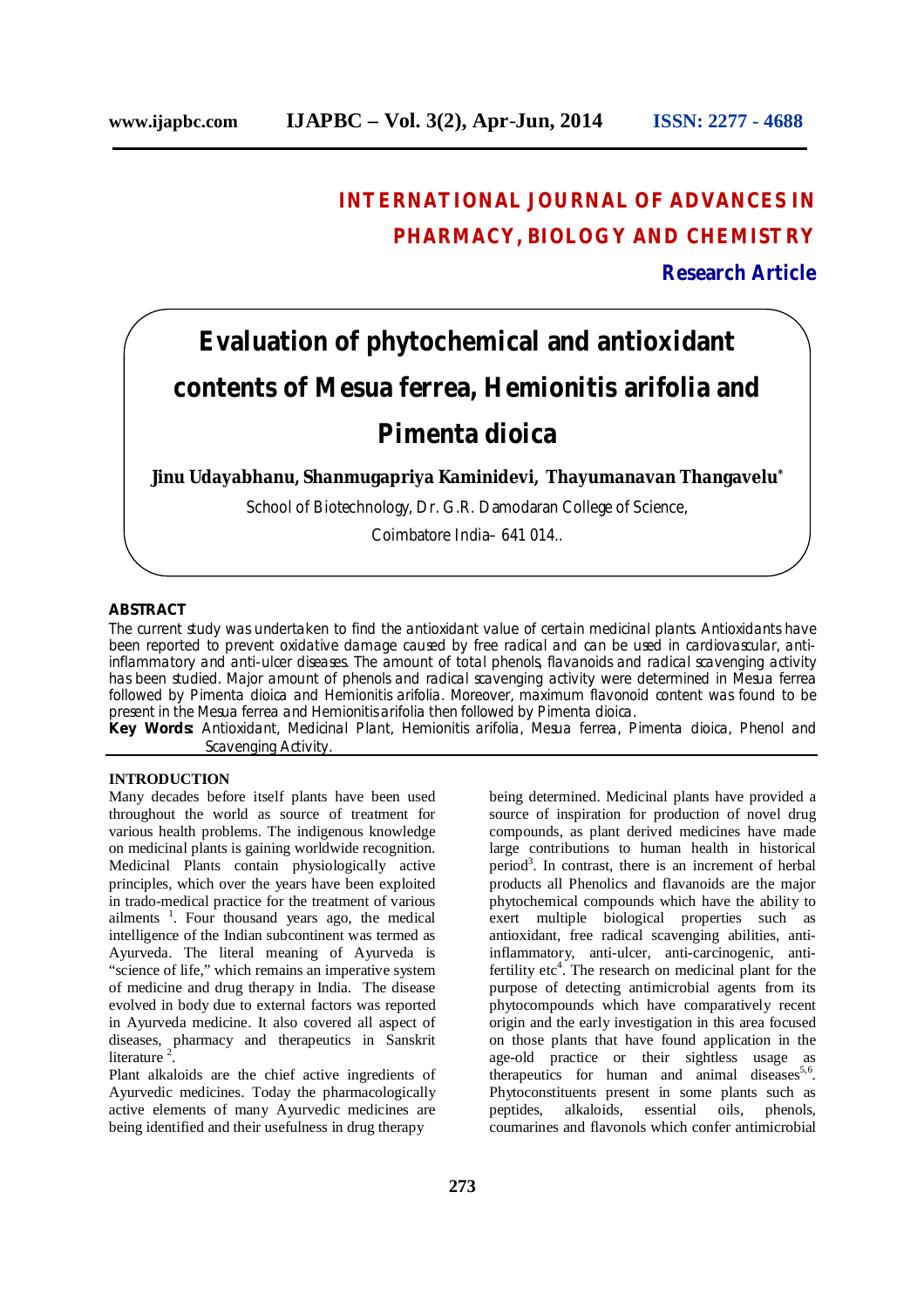# INTERNATIONAL JOURNAL OF ADVANCES IN PHARMACY, BIOLOGY AND CHEMISTRY

**Research Article**

# Evaluation of phytochemical and antioxidant contents of Mesua ferrea, Hemionitis arifolia and Pimenta dioica

**Jinu Udayabhanu, Shanmugapriya Kaminidevi, Thayumanavan Thangavelu***

School of Biotechnology, Dr. G.R. Damodaran College of Science,

Coimbatore India– 641 014..

## ABSTRACT

The current study was undertaken to find the antioxidant value of certain medicinal plants. Antioxidants have been reported to prevent oxidative damage caused by free radical and can be used in cardiovascular, anti-inflammatory and anti-ulcer diseases. The amount of total phenols, flavanoids and radical scavenging activity has been studied. Major amount of phenols and radical scavenging activity were determined in Mesua ferrea followed by Pimenta dioica and Hemionitis arifolia. Moreover, maximum flavonoid content was found to be present in the Mesua ferrea and Hemionitis arifolia then followed by Pimenta dioica.

**Key Words:** Antioxidant, Medicinal Plant, Hemionitis arifolia, Mesua ferrea, Pimenta dioica, Phenol and Scavenging Activity.

## INTRODUCTION

Many decades before itself plants have been used throughout the world as source of treatment for various health problems. The indigenous knowledge on medicinal plants is gaining worldwide recognition. Medicinal Plants contain physiologically active principles, which over the years have been exploited in trado-medical practice for the treatment of various ailments [1]. Four thousand years ago, the medical intelligence of the Indian subcontinent was termed as Ayurveda. The literal meaning of Ayurveda is "science of life," which remains an imperative system of medicine and drug therapy in India. The disease evolved in body due to external factors was reported in Ayurveda medicine. It also covered all aspect of diseases, pharmacy and therapeutics in Sanskrit literature [2].

Plant alkaloids are the chief active ingredients of Ayurvedic medicines. Today the pharmacologically active elements of many Ayurvedic medicines are being identified and their usefulness in drug therapy being determined. Medicinal plants have provided a source of inspiration for production of novel drug compounds, as plant derived medicines have made large contributions to human health in historical period[3]. In contrast, there is an increment of herbal products all Phenolics and flavanoids are the major phytochemical compounds which have the ability to exert multiple biological properties such as antioxidant, free radical scavenging abilities, anti-inflammatory, anti-ulcer, anti-carcinogenic, anti-fertility etc[4]. The research on medicinal plant for the purpose of detecting antimicrobial agents from its phytocompounds which have comparatively recent origin and the early investigation in this area focused on those plants that have found application in the age-old practice or their sightless usage as therapeutics for human and animal diseases[5,6]. Phytoconstituents present in some plants such as peptides, alkaloids, essential oils, phenols, coumarines and flavonols which confer antimicrobial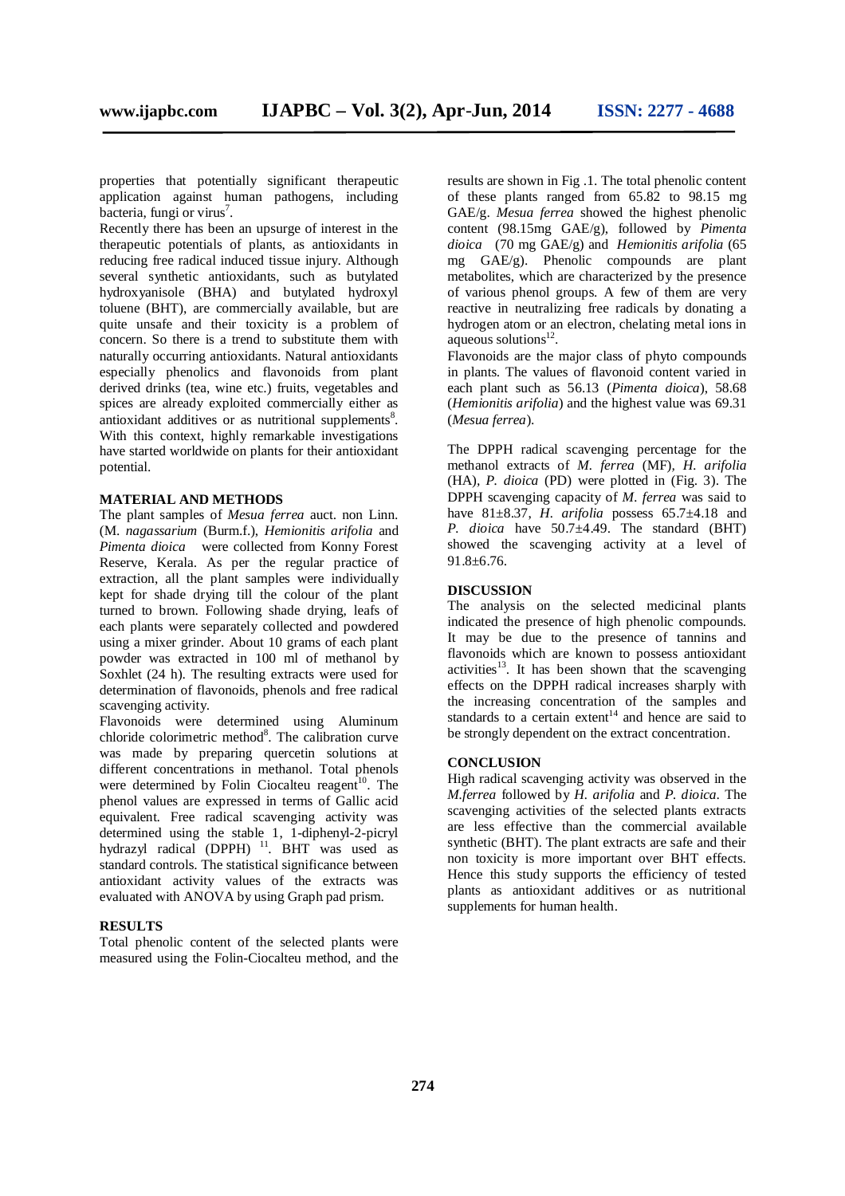properties that potentially significant therapeutic application against human pathogens, including bacteria, fungi or virus[7].

Recently there has been an upsurge of interest in the therapeutic potentials of plants, as antioxidants in reducing free radical induced tissue injury. Although several synthetic antioxidants, such as butylated hydroxyanisole (BHA) and butylated hydroxyl toluene (BHT), are commercially available, but are quite unsafe and their toxicity is a problem of concern. So there is a trend to substitute them with naturally occurring antioxidants. Natural antioxidants especially phenolics and flavonoids from plant derived drinks (tea, wine etc.) fruits, vegetables and spices are already exploited commercially either as antioxidant additives or as nutritional supplements[8]. With this context, highly remarkable investigations have started worldwide on plants for their antioxidant potential.

## MATERIAL AND METHODS

The plant samples of *Mesua ferrea* auct. non Linn. (M. *nagassarium* (Burm.f.), *Hemionitis arifolia* and *Pimenta dioica* were collected from Konny Forest Reserve, Kerala. As per the regular practice of extraction, all the plant samples were individually kept for shade drying till the colour of the plant turned to brown. Following shade drying, leafs of each plants were separately collected and powdered using a mixer grinder. About 10 grams of each plant powder was extracted in 100 ml of methanol by Soxhlet (24 h). The resulting extracts were used for determination of flavonoids, phenols and free radical scavenging activity.

Flavonoids were determined using Aluminum chloride colorimetric method[8]. The calibration curve was made by preparing quercetin solutions at different concentrations in methanol. Total phenols were determined by Folin Ciocalteu reagent[10]. The phenol values are expressed in terms of Gallic acid equivalent. Free radical scavenging activity was determined using the stable 1, 1-diphenyl-2-picryl hydrazyl radical (DPPH) [11]. BHT was used as standard controls. The statistical significance between antioxidant activity values of the extracts was evaluated with ANOVA by using Graph pad prism.

## RESULTS

Total phenolic content of the selected plants were measured using the Folin-Ciocalteu method, and the results are shown in Fig .1. The total phenolic content of these plants ranged from 65.82 to 98.15 mg GAE/g. *Mesua ferrea* showed the highest phenolic content (98.15mg GAE/g), followed by *Pimenta dioica* (70 mg GAE/g) and *Hemionitis arifolia* (65 mg GAE/g). Phenolic compounds are plant metabolites, which are characterized by the presence of various phenol groups. A few of them are very reactive in neutralizing free radicals by donating a hydrogen atom or an electron, chelating metal ions in aqueous solutions[12].

Flavonoids are the major class of phyto compounds in plants. The values of flavonoid content varied in each plant such as 56.13 (*Pimenta dioica*), 58.68 (*Hemionitis arifolia*) and the highest value was 69.31 (*Mesua ferrea*).

The DPPH radical scavenging percentage for the methanol extracts of *M. ferrea* (MF), *H. arifolia* (HA), *P. dioica* (PD) were plotted in (Fig. 3). The DPPH scavenging capacity of *M. ferrea* was said to have 81±8.37, *H. arifolia* possess 65.7±4.18 and *P. dioica* have 50.7±4.49. The standard (BHT) showed the scavenging activity at a level of 91.8±6.76.

## DISCUSSION

The analysis on the selected medicinal plants indicated the presence of high phenolic compounds. It may be due to the presence of tannins and flavonoids which are known to possess antioxidant activities[13]. It has been shown that the scavenging effects on the DPPH radical increases sharply with the increasing concentration of the samples and standards to a certain extent[14] and hence are said to be strongly dependent on the extract concentration.

## CONCLUSION

High radical scavenging activity was observed in the *M.ferrea* followed by *H. arifolia* and *P. dioica*. The scavenging activities of the selected plants extracts are less effective than the commercial available synthetic (BHT). The plant extracts are safe and their non toxicity is more important over BHT effects. Hence this study supports the efficiency of tested plants as antioxidant additives or as nutritional supplements for human health.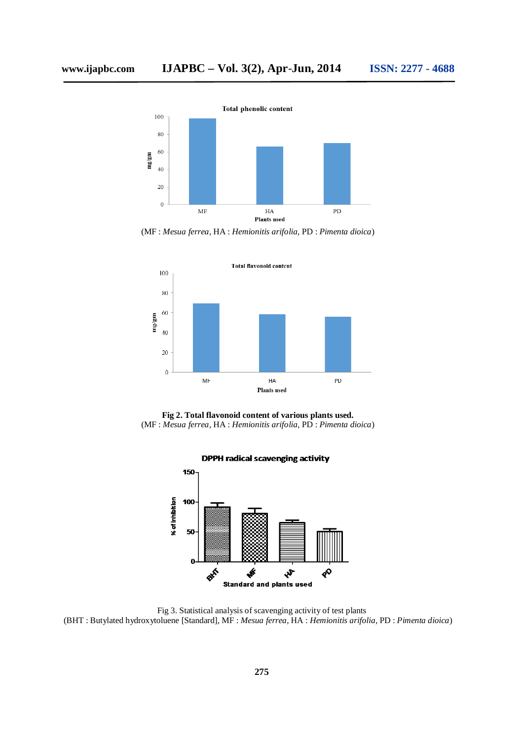(MF : *Mesua ferrea*, HA : *Hemionitis arifolia*, PD : *Pimenta dioica*)

**Fig 2. Total flavonoid content of various plants used.**
(MF : *Mesua ferrea*, HA : *Hemionitis arifolia*, PD : *Pimenta dioica*)

Fig 3. Statistical analysis of scavenging activity of test plants
(BHT : Butylated hydroxytoluene [Standard], MF : *Mesua ferrea*, HA : *Hemionitis arifolia*, PD : *Pimenta dioica*)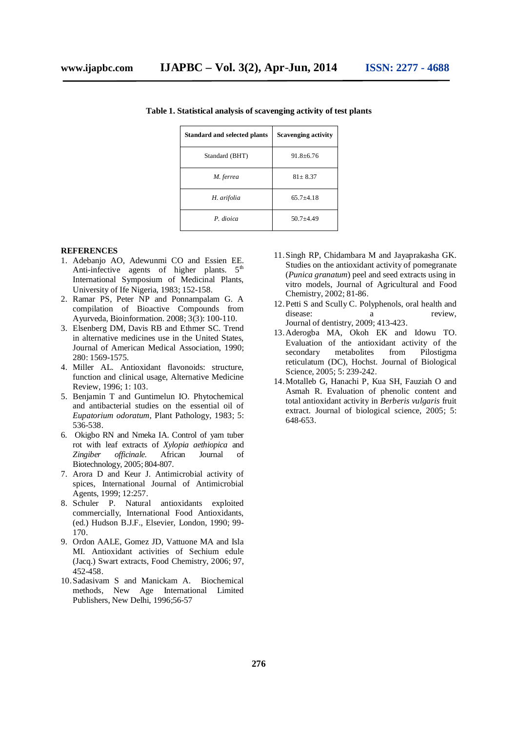**Table 1. Statistical analysis of scavenging activity of test plants**

| Standard and selected plants | Scavenging activity |
|---|---|
| Standard (BHT) | 91.8±6.76 |
| *M. ferrea* | 81± 8.37 |
| *H. arifolia* | 65.7±4.18 |
| *P. dioica* | 50.7±4.49 |

## REFERENCES

1. Adebanjo AO, Adewunmi CO and Essien EE. Anti-infective agents of higher plants. 5th International Symposium of Medicinal Plants, University of Ife Nigeria, 1983; 152-158.
2. Ramar PS, Peter NP and Ponnampalam G. A compilation of Bioactive Compounds from Ayurveda, Bioinformation. 2008; 3(3): 100-110.
3. Elsenberg DM, Davis RB and Ethmer SC. Trend in alternative medicines use in the United States, Journal of American Medical Association, 1990; 280: 1569-1575.
4. Miller AL. Antioxidant flavonoids: structure, function and clinical usage, Alternative Medicine Review, 1996; 1: 103.
5. Benjamin T and Guntimelun IO. Phytochemical and antibacterial studies on the essential oil of *Eupatorium odoratum*, Plant Pathology, 1983; 5: 536-538.
6. Okigbo RN and Nmeka IA. Control of yam tuber rot with leaf extracts of *Xylopia aethiopica* and *Zingiber officinale.* African Journal of Biotechnology, 2005; 804-807.
7. Arora D and Keur J. Antimicrobial activity of spices, International Journal of Antimicrobial Agents, 1999; 12:257.
8. Schuler P. Natural antioxidants exploited commercially, International Food Antioxidants, (ed.) Hudson B.J.F., Elsevier, London, 1990; 99-170.
9. Ordon AALE, Gomez JD, Vattuone MA and Isla MI. Antioxidant activities of Sechium edule (Jacq.) Swart extracts, Food Chemistry, 2006; 97, 452-458.
10. Sadasivam S and Manickam A. Biochemical methods, New Age International Limited Publishers, New Delhi, 1996;56-57
11. Singh RP, Chidambara M and Jayaprakasha GK. Studies on the antioxidant activity of pomegranate (*Punica granatum*) peel and seed extracts using in vitro models, Journal of Agricultural and Food Chemistry, 2002; 81-86.
12. Petti S and Scully C. Polyphenols, oral health and disease: a review, Journal of dentistry, 2009; 413-423.
13. Aderogba MA, Okoh EK and Idowu TO. Evaluation of the antioxidant activity of the secondary metabolites from Pilostigma reticulatum (DC), Hochst. Journal of Biological Science, 2005; 5: 239-242.
14. Motalleb G, Hanachi P, Kua SH, Fauziah O and Asmah R. Evaluation of phenolic content and total antioxidant activity in *Berberis vulgaris* fruit extract. Journal of biological science, 2005; 5: 648-653.